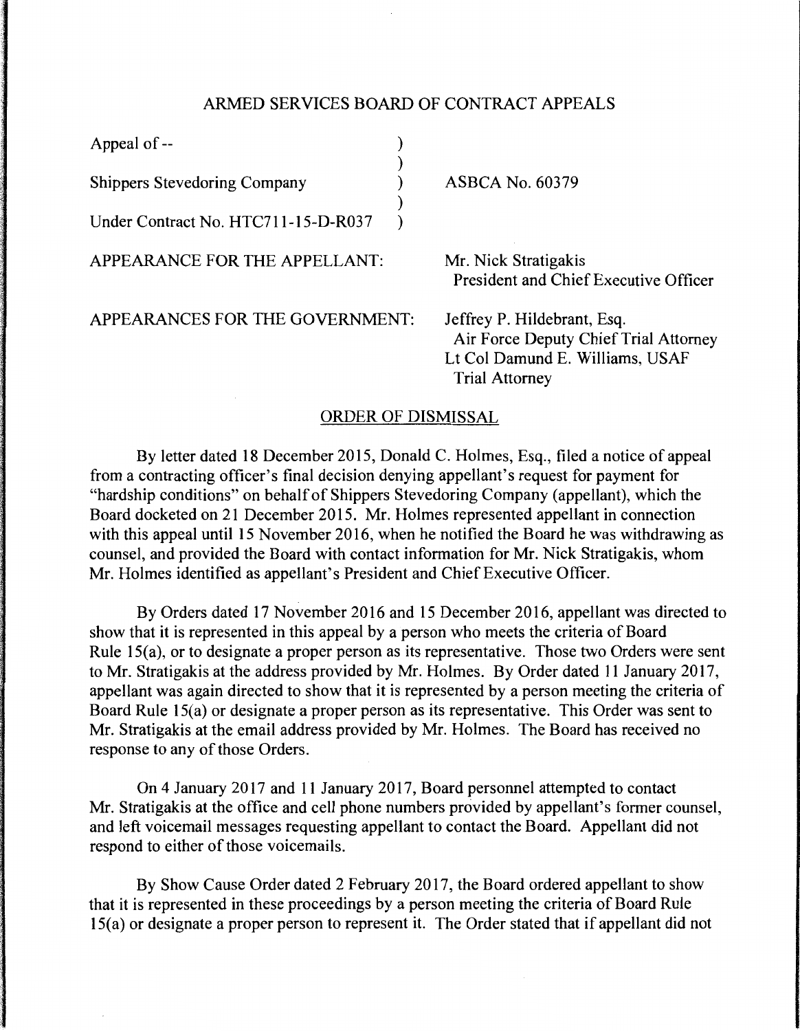# ARMED SERVICES BOARD OF CONTRACT APPEALS

| | |
|---|---|
| Appeal of -- | |
| Shippers Stevedoring Company | ASBCA No. 60379 |
| Under Contract No. HTC711-15-D-R037 | |

APPEARANCE FOR THE APPELLANT: Mr. Nick Stratigakis
President and Chief Executive Officer

APPEARANCES FOR THE GOVERNMENT: Jeffrey P. Hildebrant, Esq.
Air Force Deputy Chief Trial Attorney
Lt Col Damund E. Williams, USAF
Trial Attorney

## ORDER OF DISMISSAL

By letter dated 18 December 2015, Donald C. Holmes, Esq., filed a notice of appeal from a contracting officer's final decision denying appellant's request for payment for "hardship conditions" on behalf of Shippers Stevedoring Company (appellant), which the Board docketed on 21 December 2015. Mr. Holmes represented appellant in connection with this appeal until 15 November 2016, when he notified the Board he was withdrawing as counsel, and provided the Board with contact information for Mr. Nick Stratigakis, whom Mr. Holmes identified as appellant's President and Chief Executive Officer.

By Orders dated 17 November 2016 and 15 December 2016, appellant was directed to show that it is represented in this appeal by a person who meets the criteria of Board Rule 15(a), or to designate a proper person as its representative. Those two Orders were sent to Mr. Stratigakis at the address provided by Mr. Holmes. By Order dated 11 January 2017, appellant was again directed to show that it is represented by a person meeting the criteria of Board Rule 15(a) or designate a proper person as its representative. This Order was sent to Mr. Stratigakis at the email address provided by Mr. Holmes. The Board has received no response to any of those Orders.

On 4 January 2017 and 11 January 2017, Board personnel attempted to contact Mr. Stratigakis at the office and cell phone numbers provided by appellant's former counsel, and left voicemail messages requesting appellant to contact the Board. Appellant did not respond to either of those voicemails.

By Show Cause Order dated 2 February 2017, the Board ordered appellant to show that it is represented in these proceedings by a person meeting the criteria of Board Rule 15(a) or designate a proper person to represent it. The Order stated that if appellant did not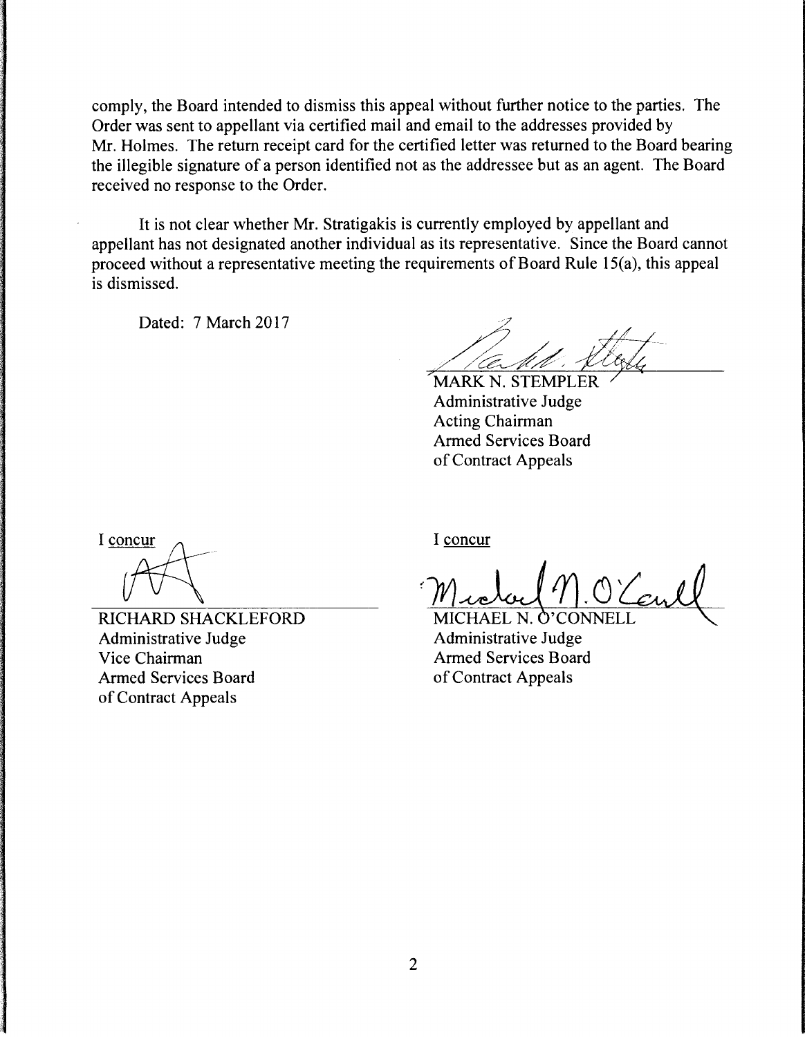comply, the Board intended to dismiss this appeal without further notice to the parties. The Order was sent to appellant via certified mail and email to the addresses provided by Mr. Holmes. The return receipt card for the certified letter was returned to the Board bearing the illegible signature of a person identified not as the addressee but as an agent. The Board received no response to the Order.

It is not clear whether Mr. Stratigakis is currently employed by appellant and appellant has not designated another individual as its representative. Since the Board cannot proceed without a representative meeting the requirements of Board Rule 15(a), this appeal is dismissed.

Dated: 7 March 2017

MARK N. STEMPLER
Administrative Judge
Acting Chairman
Armed Services Board
of Contract Appeals

I concur

RICHARD SHACKLEFORD
Administrative Judge
Vice Chairman
Armed Services Board
of Contract Appeals

I concur

MICHAEL N. O'CONNELL
Administrative Judge
Armed Services Board
of Contract Appeals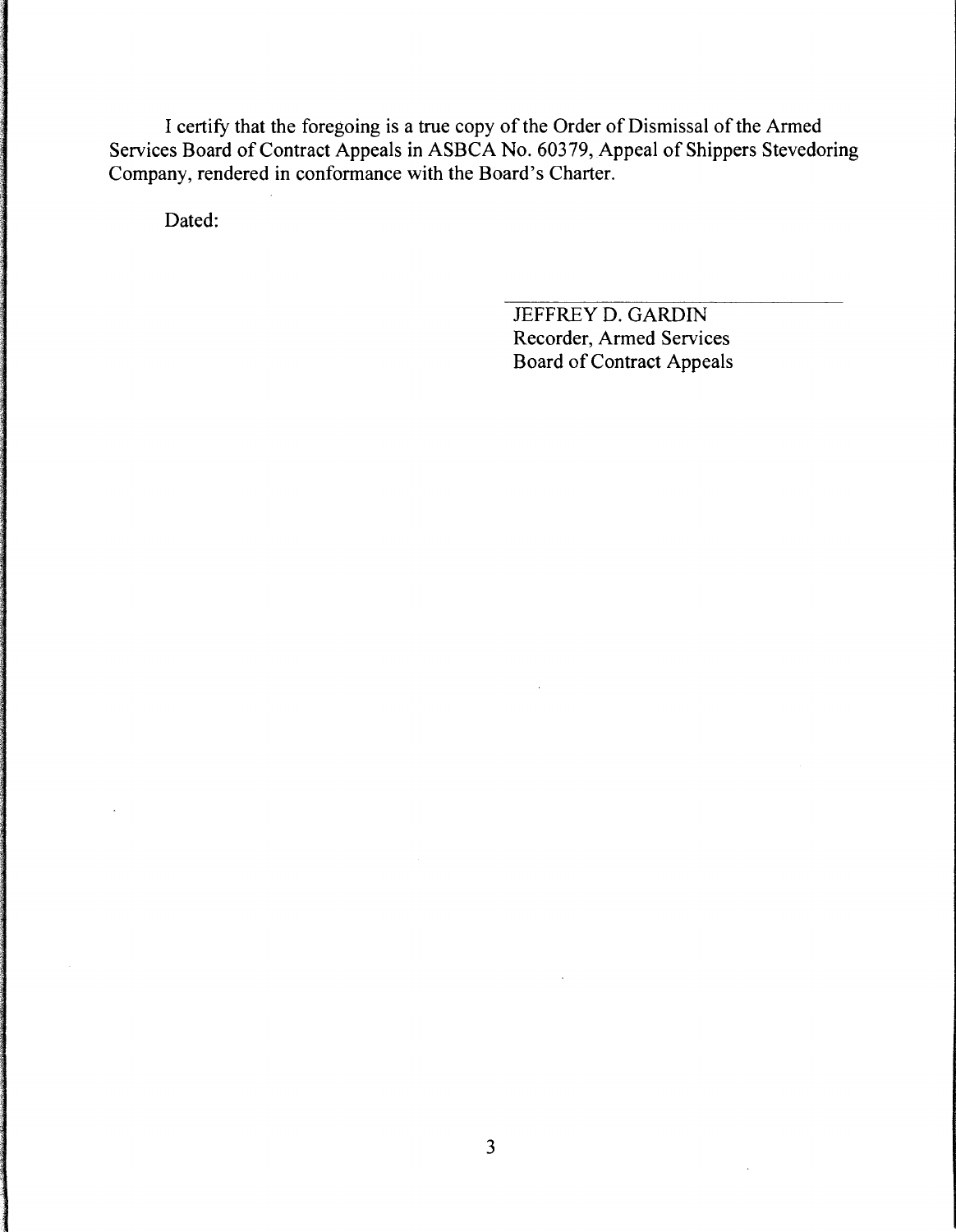I certify that the foregoing is a true copy of the Order of Dismissal of the Armed Services Board of Contract Appeals in ASBCA No. 60379, Appeal of Shippers Stevedoring Company, rendered in conformance with the Board's Charter.

Dated:

JEFFREY D. GARDIN
Recorder, Armed Services
Board of Contract Appeals